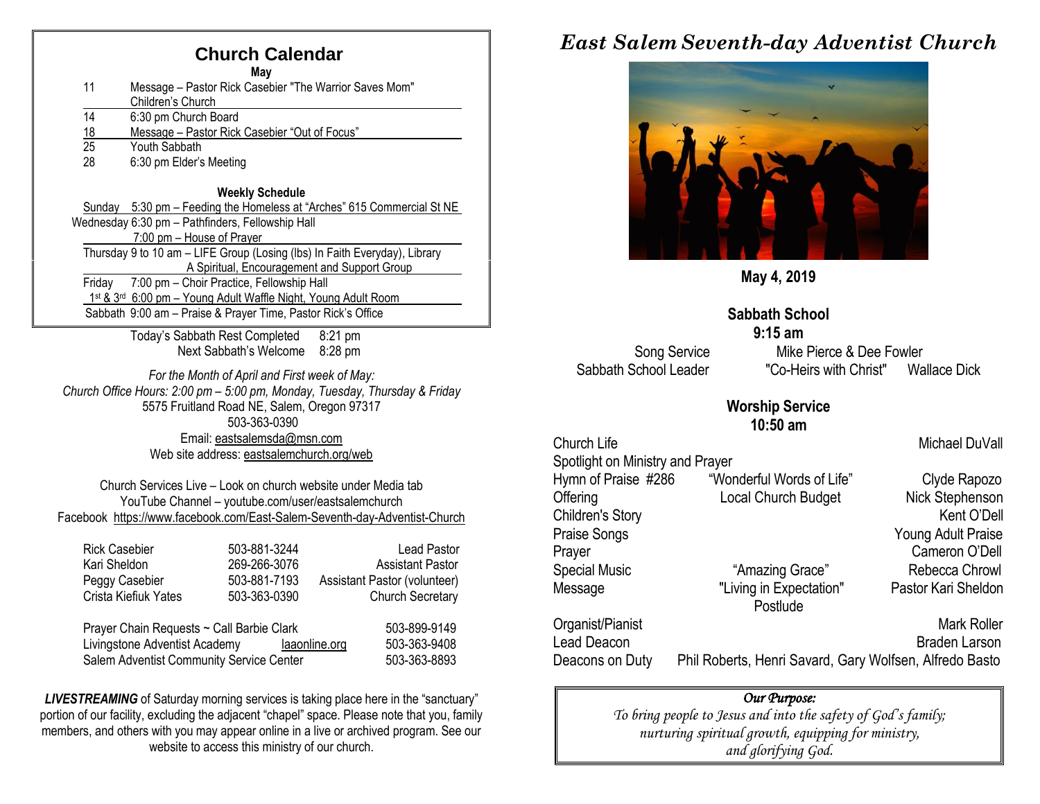## Church Calendar

**May**

| | |
|---|---|
| 11 | Message – Pastor Rick Casebier "The Warrior Saves Mom" Children's Church |
| 14 | 6:30 pm Church Board |
| 18 | Message – Pastor Rick Casebier "Out of Focus" |
| 25 | Youth Sabbath |
| 28 | 6:30 pm Elder's Meeting |

**Weekly Schedule**

Sunday 5:30 pm – Feeding the Homeless at "Arches" 615 Commercial St NE

Wednesday 6:30 pm – Pathfinders, Fellowship Hall
7:00 pm – House of Prayer

Thursday 9 to 10 am – LIFE Group (Losing (lbs) In Faith Everyday), Library
A Spiritual, Encouragement and Support Group

Friday 7:00 pm – Choir Practice, Fellowship Hall
1st & 3rd 6:00 pm – Young Adult Waffle Night, Young Adult Room

Sabbath 9:00 am – Praise & Prayer Time, Pastor Rick's Office

Today's Sabbath Rest Completed 8:21 pm
Next Sabbath's Welcome 8:28 pm

*For the Month of April and First week of May:*
*Church Office Hours: 2:00 pm – 5:00 pm, Monday, Tuesday, Thursday & Friday*
5575 Fruitland Road NE, Salem, Oregon 97317
503-363-0390
Email: eastsalemsda@msn.com
Web site address: eastsalemchurch.org/web

Church Services Live – Look on church website under Media tab
YouTube Channel – youtube.com/user/eastsalemchurch
Facebook https://www.facebook.com/East-Salem-Seventh-day-Adventist-Church

| | | |
|---|---|---|
| Rick Casebier | 503-881-3244 | Lead Pastor |
| Kari Sheldon | 269-266-3076 | Assistant Pastor |
| Peggy Casebier | 503-881-7193 | Assistant Pastor (volunteer) |
| Crista Kiefiuk Yates | 503-363-0390 | Church Secretary |

| | | |
|---|---|---|
| Prayer Chain Requests ~ Call Barbie Clark | | 503-899-9149 |
| Livingstone Adventist Academy | laaonline.org | 503-363-9408 |
| Salem Adventist Community Service Center | | 503-363-8893 |

***LIVESTREAMING*** of Saturday morning services is taking place here in the "sanctuary" portion of our facility, excluding the adjacent "chapel" space. Please note that you, family members, and others with you may appear online in a live or archived program. See our website to access this ministry of our church.

# *East Salem Seventh-day Adventist Church*

**May 4, 2019**

### Sabbath School
**9:15 am**

| | | |
|---|---|---|
| Song Service | Mike Pierce & Dee Fowler | |
| Sabbath School Leader | "Co-Heirs with Christ" | Wallace Dick |

### Worship Service
**10:50 am**

| | | |
|---|---|---|
| Church Life | | Michael DuVall |
| Spotlight on Ministry and Prayer | | |
| Hymn of Praise #286 | "Wonderful Words of Life" | Clyde Rapozo |
| Offering | Local Church Budget | Nick Stephenson |
| Children's Story | | Kent O'Dell |
| Praise Songs | | Young Adult Praise |
| Prayer | | Cameron O'Dell |
| Special Music | "Amazing Grace" | Rebecca Chrowl |
| Message | "Living in Expectation" | Pastor Kari Sheldon |
| | Postlude | |
| Organist/Pianist | | Mark Roller |
| Lead Deacon | | Braden Larson |
| Deacons on Duty | Phil Roberts, Henri Savard, Gary Wolfsen, Alfredo Basto | |

*Our Purpose:*
*To bring people to Jesus and into the safety of God's family; nurturing spiritual growth, equipping for ministry, and glorifying God.*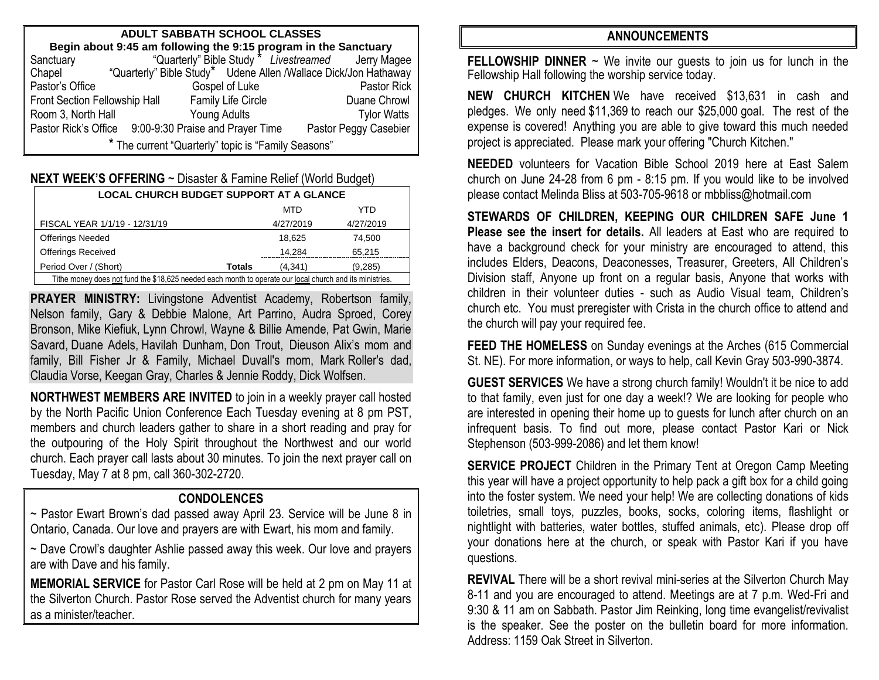## ADULT SABBATH SCHOOL CLASSES

**Begin about 9:45 am following the 9:15 program in the Sanctuary**

| | | |
|---|---|---|
| Sanctuary | "Quarterly" Bible Study * *Livestreamed* | Jerry Magee |
| Chapel | "Quarterly" Bible Study* | Udene Allen /Wallace Dick/Jon Hathaway |
| Pastor's Office | Gospel of Luke | Pastor Rick |
| Front Section Fellowship Hall | Family Life Circle | Duane Chrowl |
| Room 3, North Hall | Young Adults | Tylor Watts |
| Pastor Rick's Office | 9:00-9:30 Praise and Prayer Time | Pastor Peggy Casebier |

* The current "Quarterly" topic is "Family Seasons"

**NEXT WEEK'S OFFERING** ~ Disaster & Famine Relief (World Budget)

| LOCAL CHURCH BUDGET SUPPORT AT A GLANCE | | | |
|---|---|---|---|
| | | MTD | YTD |
| FISCAL YEAR 1/1/19 - 12/31/19 | | 4/27/2019 | 4/27/2019 |
| Offerings Needed | | 18,625 | 74,500 |
| Offerings Received | | 14,284 | 65,215 |
| Period Over / (Short) | **Totals** | (4,341) | (9,285) |

Tithe money does not fund the $18,625 needed each month to operate our local church and its ministries.

**PRAYER MINISTRY:** Livingstone Adventist Academy, Robertson family, Nelson family, Gary & Debbie Malone, Art Parrino, Audra Sproed, Corey Bronson, Mike Kiefiuk, Lynn Chrowl, Wayne & Billie Amende, Pat Gwin, Marie Savard, Duane Adels, Havilah Dunham, Don Trout, Dieuson Alix's mom and family, Bill Fisher Jr & Family, Michael Duvall's mom, Mark Roller's dad, Claudia Vorse, Keegan Gray, Charles & Jennie Roddy, Dick Wolfsen.

**NORTHWEST MEMBERS ARE INVITED** to join in a weekly prayer call hosted by the North Pacific Union Conference Each Tuesday evening at 8 pm PST, members and church leaders gather to share in a short reading and pray for the outpouring of the Holy Spirit throughout the Northwest and our world church. Each prayer call lasts about 30 minutes. To join the next prayer call on Tuesday, May 7 at 8 pm, call 360-302-2720.

## CONDOLENCES

~ Pastor Ewart Brown's dad passed away April 23. Service will be June 8 in Ontario, Canada. Our love and prayers are with Ewart, his mom and family.

~ Dave Crowl's daughter Ashlie passed away this week. Our love and prayers are with Dave and his family.

**MEMORIAL SERVICE** for Pastor Carl Rose will be held at 2 pm on May 11 at the Silverton Church. Pastor Rose served the Adventist church for many years as a minister/teacher.

## ANNOUNCEMENTS

**FELLOWSHIP DINNER** ~ We invite our guests to join us for lunch in the Fellowship Hall following the worship service today.

**NEW CHURCH KITCHEN** We have received $13,631 in cash and pledges. We only need $11,369 to reach our $25,000 goal. The rest of the expense is covered! Anything you are able to give toward this much needed project is appreciated. Please mark your offering "Church Kitchen."

**NEEDED** volunteers for Vacation Bible School 2019 here at East Salem church on June 24-28 from 6 pm - 8:15 pm. If you would like to be involved please contact Melinda Bliss at 503-705-9618 or mbbliss@hotmail.com

**STEWARDS OF CHILDREN, KEEPING OUR CHILDREN SAFE June 1 Please see the insert for details.** All leaders at East who are required to have a background check for your ministry are encouraged to attend, this includes Elders, Deacons, Deaconesses, Treasurer, Greeters, All Children's Division staff, Anyone up front on a regular basis, Anyone that works with children in their volunteer duties - such as Audio Visual team, Children's church etc. You must preregister with Crista in the church office to attend and the church will pay your required fee.

**FEED THE HOMELESS** on Sunday evenings at the Arches (615 Commercial St. NE). For more information, or ways to help, call Kevin Gray 503-990-3874.

**GUEST SERVICES** We have a strong church family! Wouldn't it be nice to add to that family, even just for one day a week!? We are looking for people who are interested in opening their home up to guests for lunch after church on an infrequent basis. To find out more, please contact Pastor Kari or Nick Stephenson (503-999-2086) and let them know!

**SERVICE PROJECT** Children in the Primary Tent at Oregon Camp Meeting this year will have a project opportunity to help pack a gift box for a child going into the foster system. We need your help! We are collecting donations of kids toiletries, small toys, puzzles, books, socks, coloring items, flashlight or nightlight with batteries, water bottles, stuffed animals, etc). Please drop off your donations here at the church, or speak with Pastor Kari if you have questions.

**REVIVAL** There will be a short revival mini-series at the Silverton Church May 8-11 and you are encouraged to attend. Meetings are at 7 p.m. Wed-Fri and 9:30 & 11 am on Sabbath. Pastor Jim Reinking, long time evangelist/revivalist is the speaker. See the poster on the bulletin board for more information. Address: 1159 Oak Street in Silverton.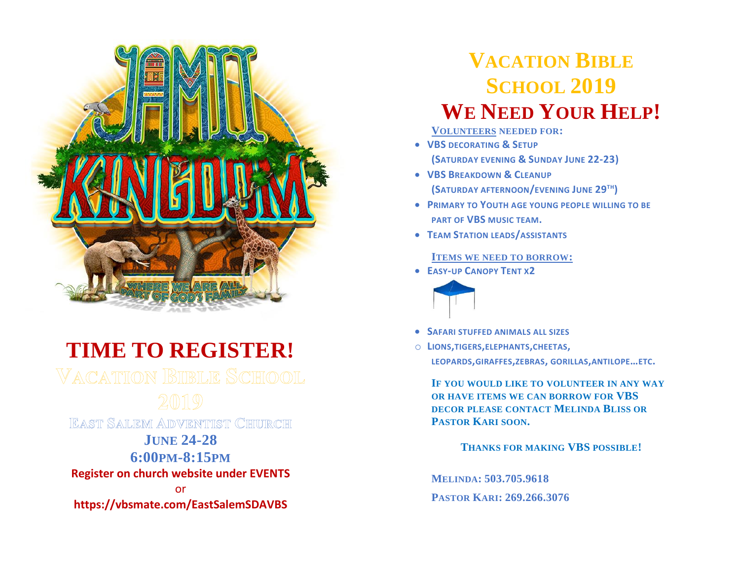# TIME TO REGISTER!

## Vacation Bible School 2019

East Salem Adventist Church

**June 24-28**

**6:00pm-8:15pm**

**Register on church website under EVENTS**

or

**https://vbsmate.com/EastSalemSDAVBS**

# Vacation Bible School 2019

# We Need Your Help!

**Volunteers needed for:**

- **VBS decorating & Setup** **(Saturday evening & Sunday June 22-23)**
- **VBS Breakdown & Cleanup** **(Saturday afternoon/evening June 29th)**
- **Primary to Youth age young people willing to be part of VBS music team.**
- **Team Station leads/assistants**

**Items we need to borrow:**

- **Easy-up Canopy Tent x2**
- **Safari stuffed animals all sizes**
  - **Lions,tigers,elephants,cheetas, leopards,giraffes,zebras, gorillas,antilope…etc.**

**If you would like to volunteer in any way or have items we can borrow for VBS decor please contact Melinda Bliss or Pastor Kari soon.**

**Thanks for making VBS possible!**

**Melinda: 503.705.9618**

**Pastor Kari: 269.266.3076**